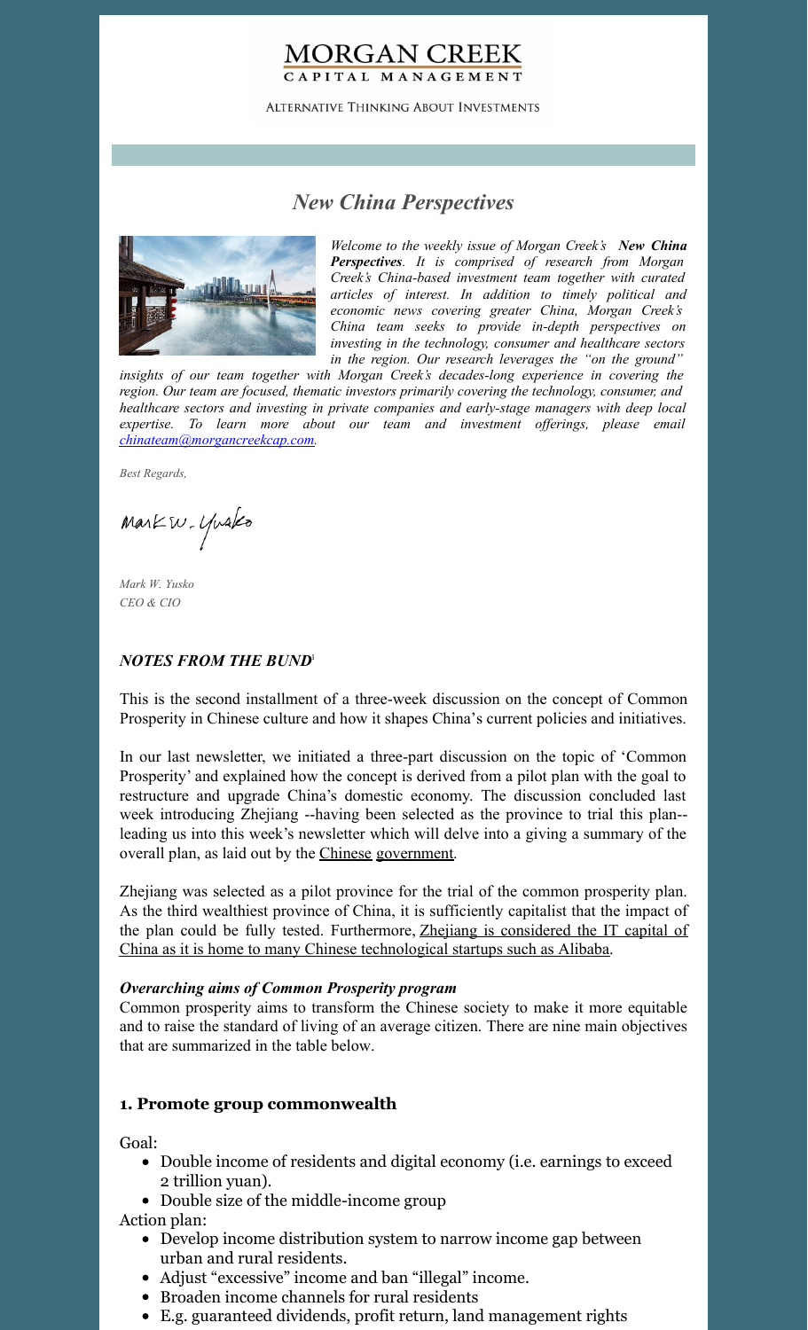MORGAN CREEK
CAPITAL MANAGEMENT

ALTERNATIVE THINKING ABOUT INVESTMENTS

## *New China Perspectives*

*Welcome to the weekly issue of Morgan Creek's **New China Perspectives**. It is comprised of research from Morgan Creek's China-based investment team together with curated articles of interest. In addition to timely political and economic news covering greater China, Morgan Creek's China team seeks to provide in-depth perspectives on investing in the technology, consumer and healthcare sectors in the region. Our research leverages the "on the ground" insights of our team together with Morgan Creek's decades-long experience in covering the region. Our team are focused, thematic investors primarily covering the technology, consumer, and healthcare sectors and investing in private companies and early-stage managers with deep local expertise. To learn more about our team and investment offerings, please email chinateam@morgancreekcap.com.*

*Best Regards,*

*Mark W. Yusko*
*CEO & CIO*

### *NOTES FROM THE BUND*[1]

This is the second installment of a three-week discussion on the concept of Common Prosperity in Chinese culture and how it shapes China's current policies and initiatives.

In our last newsletter, we initiated a three-part discussion on the topic of 'Common Prosperity' and explained how the concept is derived from a pilot plan with the goal to restructure and upgrade China's domestic economy. The discussion concluded last week introducing Zhejiang --having been selected as the province to trial this plan-- leading us into this week's newsletter which will delve into a giving a summary of the overall plan, as laid out by the Chinese government.

Zhejiang was selected as a pilot province for the trial of the common prosperity plan. As the third wealthiest province of China, it is sufficiently capitalist that the impact of the plan could be fully tested. Furthermore, Zhejiang is considered the IT capital of China as it is home to many Chinese technological startups such as Alibaba.

#### *Overarching aims of Common Prosperity program*

Common prosperity aims to transform the Chinese society to make it more equitable and to raise the standard of living of an average citizen. There are nine main objectives that are summarized in the table below.

#### **1. Promote group commonwealth**

Goal:

- Double income of residents and digital economy (i.e. earnings to exceed 2 trillion yuan).
- Double size of the middle-income group

Action plan:

- Develop income distribution system to narrow income gap between urban and rural residents.
- Adjust "excessive" income and ban "illegal" income.
- Broaden income channels for rural residents
- E.g. guaranteed dividends, profit return, land management rights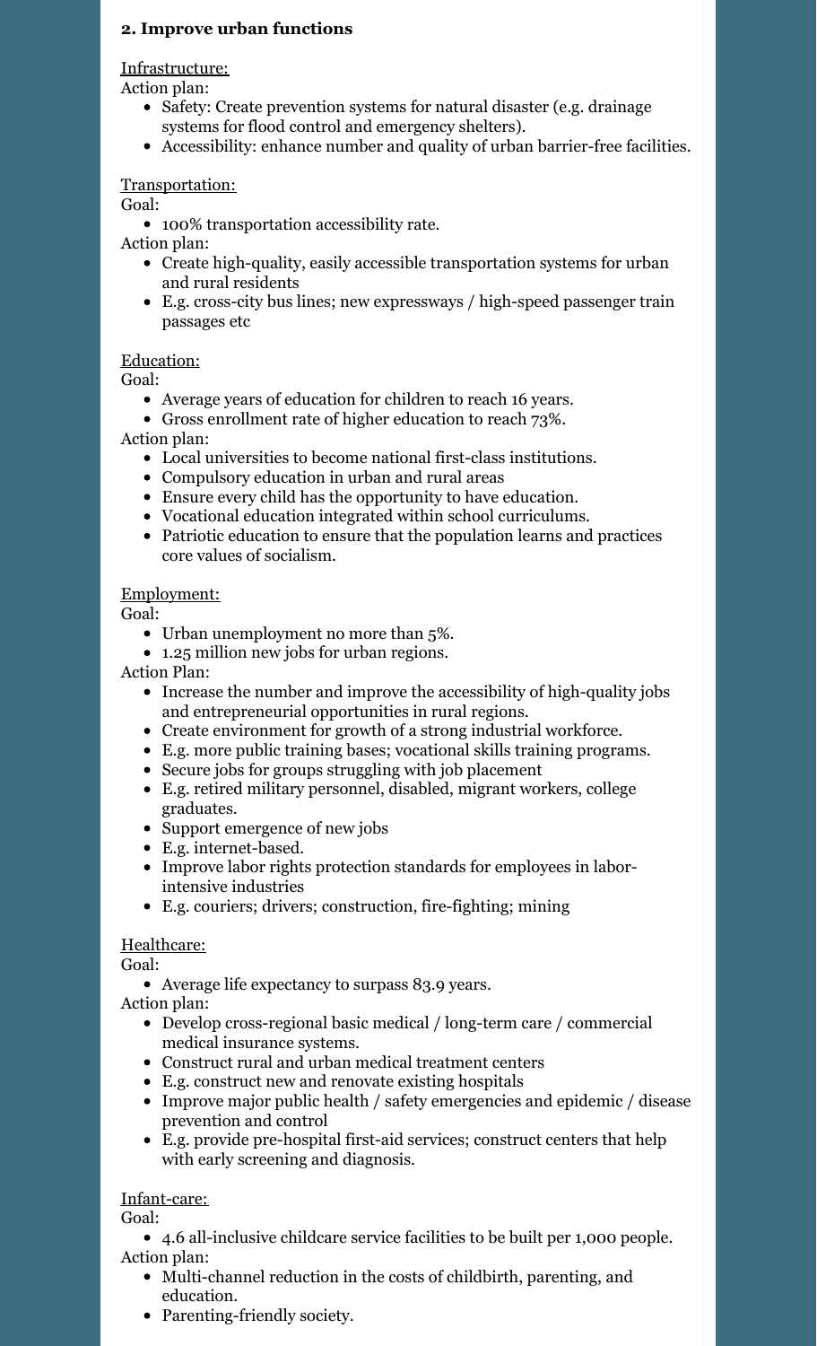**2. Improve urban functions**

Infrastructure:

Action plan:

- Safety: Create prevention systems for natural disaster (e.g. drainage systems for flood control and emergency shelters).
- Accessibility: enhance number and quality of urban barrier-free facilities.

Transportation:

Goal:

- 100% transportation accessibility rate.

Action plan:

- Create high-quality, easily accessible transportation systems for urban and rural residents
- E.g. cross-city bus lines; new expressways / high-speed passenger train passages etc

Education:

Goal:

- Average years of education for children to reach 16 years.
- Gross enrollment rate of higher education to reach 73%.

Action plan:

- Local universities to become national first-class institutions.
- Compulsory education in urban and rural areas
- Ensure every child has the opportunity to have education.
- Vocational education integrated within school curriculums.
- Patriotic education to ensure that the population learns and practices core values of socialism.

Employment:

Goal:

- Urban unemployment no more than 5%.
- 1.25 million new jobs for urban regions.

Action Plan:

- Increase the number and improve the accessibility of high-quality jobs and entrepreneurial opportunities in rural regions.
- Create environment for growth of a strong industrial workforce.
- E.g. more public training bases; vocational skills training programs.
- Secure jobs for groups struggling with job placement
- E.g. retired military personnel, disabled, migrant workers, college graduates.
- Support emergence of new jobs
- E.g. internet-based.
- Improve labor rights protection standards for employees in labor-intensive industries
- E.g. couriers; drivers; construction, fire-fighting; mining

Healthcare:

Goal:

- Average life expectancy to surpass 83.9 years.

Action plan:

- Develop cross-regional basic medical / long-term care / commercial medical insurance systems.
- Construct rural and urban medical treatment centers
- E.g. construct new and renovate existing hospitals
- Improve major public health / safety emergencies and epidemic / disease prevention and control
- E.g. provide pre-hospital first-aid services; construct centers that help with early screening and diagnosis.

Infant-care:

Goal:

- 4.6 all-inclusive childcare service facilities to be built per 1,000 people.

Action plan:

- Multi-channel reduction in the costs of childbirth, parenting, and education.
- Parenting-friendly society.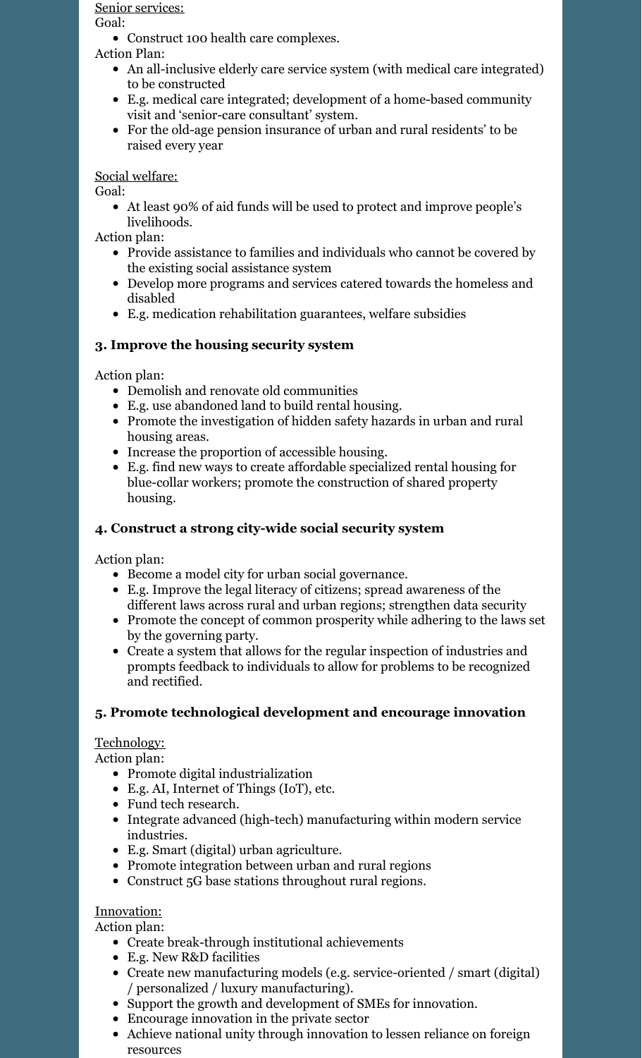Senior services:

Goal:

- Construct 100 health care complexes.

Action Plan:

- An all-inclusive elderly care service system (with medical care integrated) to be constructed
- E.g. medical care integrated; development of a home-based community visit and 'senior-care consultant' system.
- For the old-age pension insurance of urban and rural residents' to be raised every year

Social welfare:

Goal:

- At least 90% of aid funds will be used to protect and improve people's livelihoods.

Action plan:

- Provide assistance to families and individuals who cannot be covered by the existing social assistance system
- Develop more programs and services catered towards the homeless and disabled
- E.g. medication rehabilitation guarantees, welfare subsidies

### 3. Improve the housing security system

Action plan:

- Demolish and renovate old communities
- E.g. use abandoned land to build rental housing.
- Promote the investigation of hidden safety hazards in urban and rural housing areas.
- Increase the proportion of accessible housing.
- E.g. find new ways to create affordable specialized rental housing for blue-collar workers; promote the construction of shared property housing.

### 4. Construct a strong city-wide social security system

Action plan:

- Become a model city for urban social governance.
- E.g. Improve the legal literacy of citizens; spread awareness of the different laws across rural and urban regions; strengthen data security
- Promote the concept of common prosperity while adhering to the laws set by the governing party.
- Create a system that allows for the regular inspection of industries and prompts feedback to individuals to allow for problems to be recognized and rectified.

### 5. Promote technological development and encourage innovation

Technology:

Action plan:

- Promote digital industrialization
- E.g. AI, Internet of Things (IoT), etc.
- Fund tech research.
- Integrate advanced (high-tech) manufacturing within modern service industries.
- E.g. Smart (digital) urban agriculture.
- Promote integration between urban and rural regions
- Construct 5G base stations throughout rural regions.

Innovation:

Action plan:

- Create break-through institutional achievements
- E.g. New R&D facilities
- Create new manufacturing models (e.g. service-oriented / smart (digital) / personalized / luxury manufacturing).
- Support the growth and development of SMEs for innovation.
- Encourage innovation in the private sector
- Achieve national unity through innovation to lessen reliance on foreign resources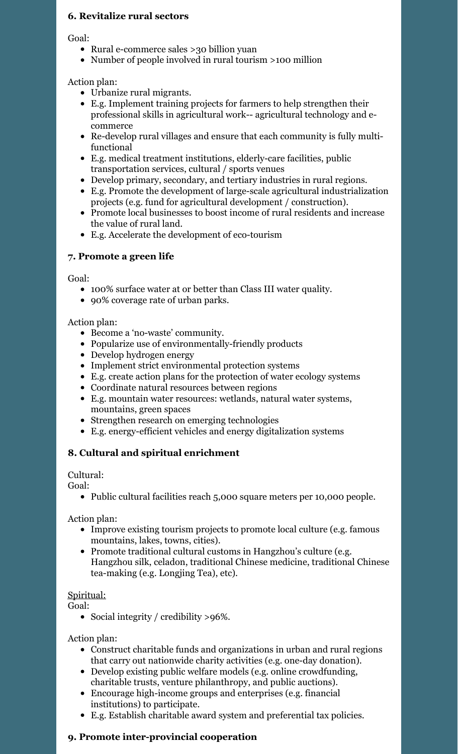### 6. Revitalize rural sectors

Goal:

- Rural e-commerce sales >30 billion yuan
- Number of people involved in rural tourism >100 million

Action plan:

- Urbanize rural migrants.
- E.g. Implement training projects for farmers to help strengthen their professional skills in agricultural work-- agricultural technology and e-commerce
- Re-develop rural villages and ensure that each community is fully multi-functional
- E.g. medical treatment institutions, elderly-care facilities, public transportation services, cultural / sports venues
- Develop primary, secondary, and tertiary industries in rural regions.
- E.g. Promote the development of large-scale agricultural industrialization projects (e.g. fund for agricultural development / construction).
- Promote local businesses to boost income of rural residents and increase the value of rural land.
- E.g. Accelerate the development of eco-tourism

### 7. Promote a green life

Goal:

- 100% surface water at or better than Class III water quality.
- 90% coverage rate of urban parks.

Action plan:

- Become a 'no-waste' community.
- Popularize use of environmentally-friendly products
- Develop hydrogen energy
- Implement strict environmental protection systems
- E.g. create action plans for the protection of water ecology systems
- Coordinate natural resources between regions
- E.g. mountain water resources: wetlands, natural water systems, mountains, green spaces
- Strengthen research on emerging technologies
- E.g. energy-efficient vehicles and energy digitalization systems

### 8. Cultural and spiritual enrichment

Cultural:
Goal:

- Public cultural facilities reach 5,000 square meters per 10,000 people.

Action plan:

- Improve existing tourism projects to promote local culture (e.g. famous mountains, lakes, towns, cities).
- Promote traditional cultural customs in Hangzhou's culture (e.g. Hangzhou silk, celadon, traditional Chinese medicine, traditional Chinese tea-making (e.g. Longjing Tea), etc).

<u>Spiritual:</u>
Goal:

- Social integrity / credibility >96%.

Action plan:

- Construct charitable funds and organizations in urban and rural regions that carry out nationwide charity activities (e.g. one-day donation).
- Develop existing public welfare models (e.g. online crowdfunding, charitable trusts, venture philanthropy, and public auctions).
- Encourage high-income groups and enterprises (e.g. financial institutions) to participate.
- E.g. Establish charitable award system and preferential tax policies.

### 9. Promote inter-provincial cooperation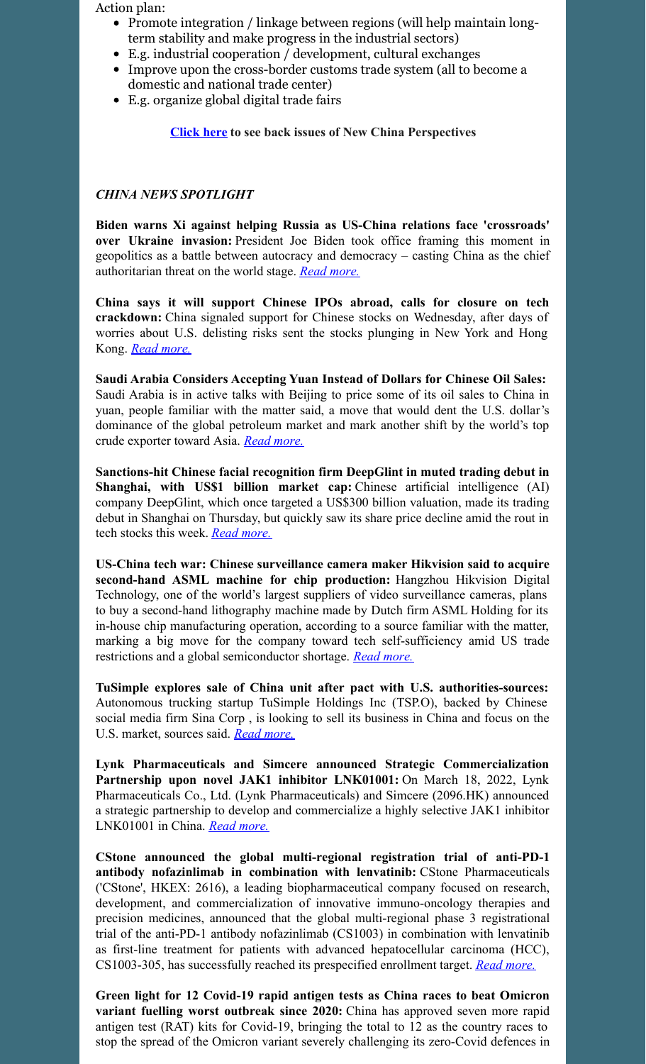Action plan:

- Promote integration / linkage between regions (will help maintain long-term stability and make progress in the industrial sectors)
- E.g. industrial cooperation / development, cultural exchanges
- Improve upon the cross-border customs trade system (all to become a domestic and national trade center)
- E.g. organize global digital trade fairs

**Click here to see back issues of New China Perspectives**

***CHINA NEWS SPOTLIGHT***

**Biden warns Xi against helping Russia as US-China relations face 'crossroads' over Ukraine invasion:** President Joe Biden took office framing this moment in geopolitics as a battle between autocracy and democracy – casting China as the chief authoritarian threat on the world stage. *Read more.*

**China says it will support Chinese IPOs abroad, calls for closure on tech crackdown:** China signaled support for Chinese stocks on Wednesday, after days of worries about U.S. delisting risks sent the stocks plunging in New York and Hong Kong. *Read more.*

**Saudi Arabia Considers Accepting Yuan Instead of Dollars for Chinese Oil Sales:** Saudi Arabia is in active talks with Beijing to price some of its oil sales to China in yuan, people familiar with the matter said, a move that would dent the U.S. dollar's dominance of the global petroleum market and mark another shift by the world's top crude exporter toward Asia. *Read more.*

**Sanctions-hit Chinese facial recognition firm DeepGlint in muted trading debut in Shanghai, with US$1 billion market cap:** Chinese artificial intelligence (AI) company DeepGlint, which once targeted a US$300 billion valuation, made its trading debut in Shanghai on Thursday, but quickly saw its share price decline amid the rout in tech stocks this week. *Read more.*

**US-China tech war: Chinese surveillance camera maker Hikvision said to acquire second-hand ASML machine for chip production:** Hangzhou Hikvision Digital Technology, one of the world's largest suppliers of video surveillance cameras, plans to buy a second-hand lithography machine made by Dutch firm ASML Holding for its in-house chip manufacturing operation, according to a source familiar with the matter, marking a big move for the company toward tech self-sufficiency amid US trade restrictions and a global semiconductor shortage. *Read more.*

**TuSimple explores sale of China unit after pact with U.S. authorities-sources:** Autonomous trucking startup TuSimple Holdings Inc (TSP.O), backed by Chinese social media firm Sina Corp , is looking to sell its business in China and focus on the U.S. market, sources said. *Read more.*

**Lynk Pharmaceuticals and Simcere announced Strategic Commercialization Partnership upon novel JAK1 inhibitor LNK01001:** On March 18, 2022, Lynk Pharmaceuticals Co., Ltd. (Lynk Pharmaceuticals) and Simcere (2096.HK) announced a strategic partnership to develop and commercialize a highly selective JAK1 inhibitor LNK01001 in China. *Read more.*

**CStone announced the global multi-regional registration trial of anti-PD-1 antibody nofazinlimab in combination with lenvatinib:** CStone Pharmaceuticals ('CStone', HKEX: 2616), a leading biopharmaceutical company focused on research, development, and commercialization of innovative immuno-oncology therapies and precision medicines, announced that the global multi-regional phase 3 registrational trial of the anti-PD-1 antibody nofazinlimab (CS1003) in combination with lenvatinib as first-line treatment for patients with advanced hepatocellular carcinoma (HCC), CS1003-305, has successfully reached its prespecified enrollment target. *Read more.*

**Green light for 12 Covid-19 rapid antigen tests as China races to beat Omicron variant fuelling worst outbreak since 2020:** China has approved seven more rapid antigen test (RAT) kits for Covid-19, bringing the total to 12 as the country races to stop the spread of the Omicron variant severely challenging its zero-Covid defences in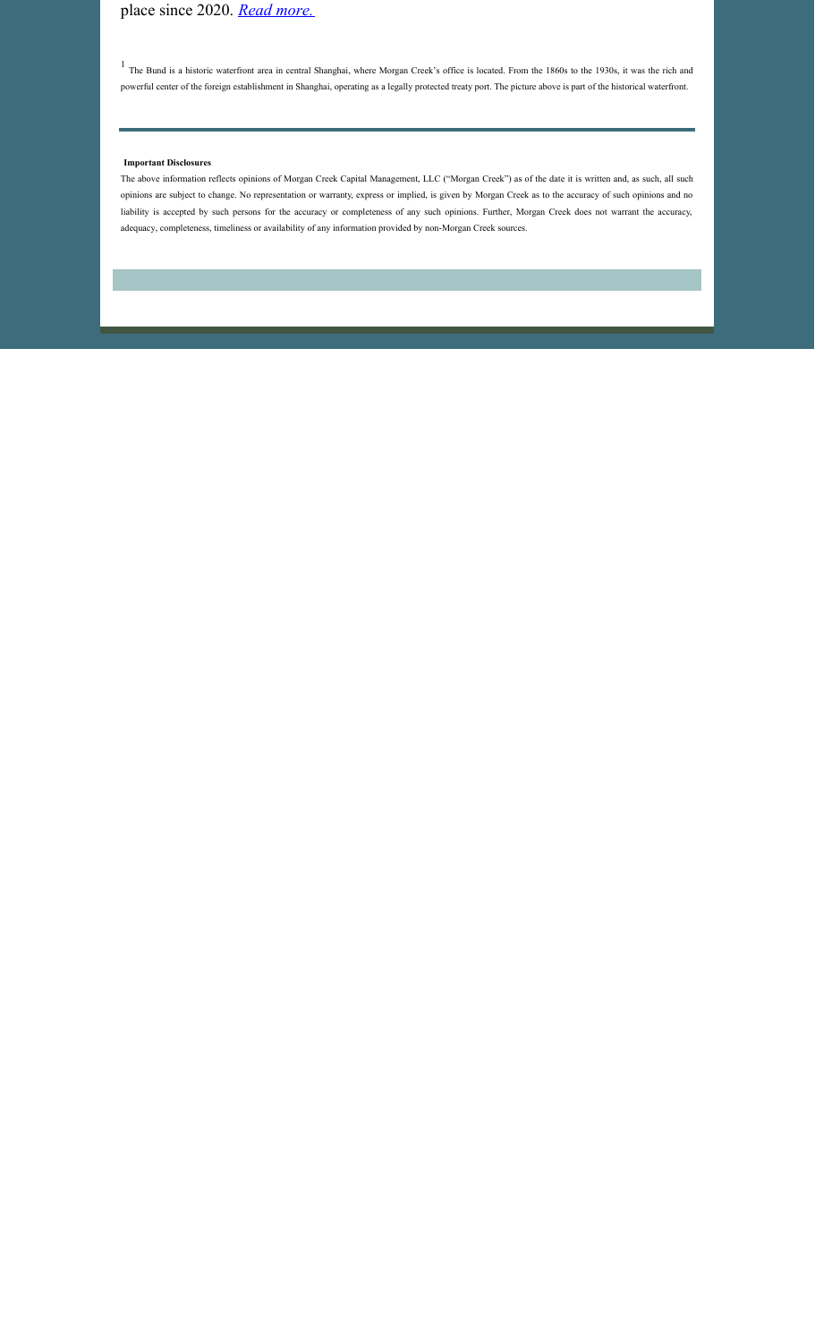place since 2020. *Read more.*

[1] The Bund is a historic waterfront area in central Shanghai, where Morgan Creek's office is located. From the 1860s to the 1930s, it was the rich and powerful center of the foreign establishment in Shanghai, operating as a legally protected treaty port. The picture above is part of the historical waterfront.

---

**Important Disclosures**

The above information reflects opinions of Morgan Creek Capital Management, LLC ("Morgan Creek") as of the date it is written and, as such, all such opinions are subject to change. No representation or warranty, express or implied, is given by Morgan Creek as to the accuracy of such opinions and no liability is accepted by such persons for the accuracy or completeness of any such opinions. Further, Morgan Creek does not warrant the accuracy, adequacy, completeness, timeliness or availability of any information provided by non-Morgan Creek sources.